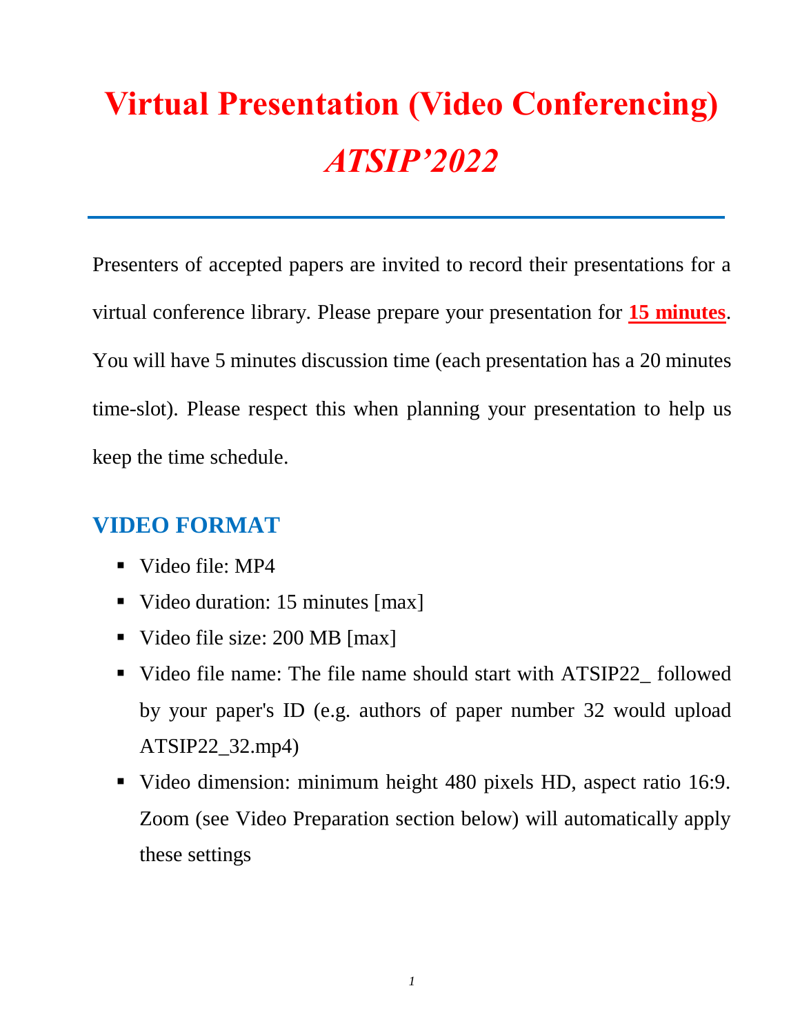# Virtual Presentation (Video Conferencing)

# *ATSIP'2022*

Presenters of accepted papers are invited to record their presentations for a virtual conference library. Please prepare your presentation for **15 minutes**. You will have 5 minutes discussion time (each presentation has a 20 minutes time-slot). Please respect this when planning your presentation to help us keep the time schedule.

## VIDEO FORMAT

- Video file: MP4
- Video duration: 15 minutes [max]
- Video file size: 200 MB [max]
- Video file name: The file name should start with ATSIP22_ followed by your paper's ID (e.g. authors of paper number 32 would upload ATSIP22_32.mp4)
- Video dimension: minimum height 480 pixels HD, aspect ratio 16:9. Zoom (see Video Preparation section below) will automatically apply these settings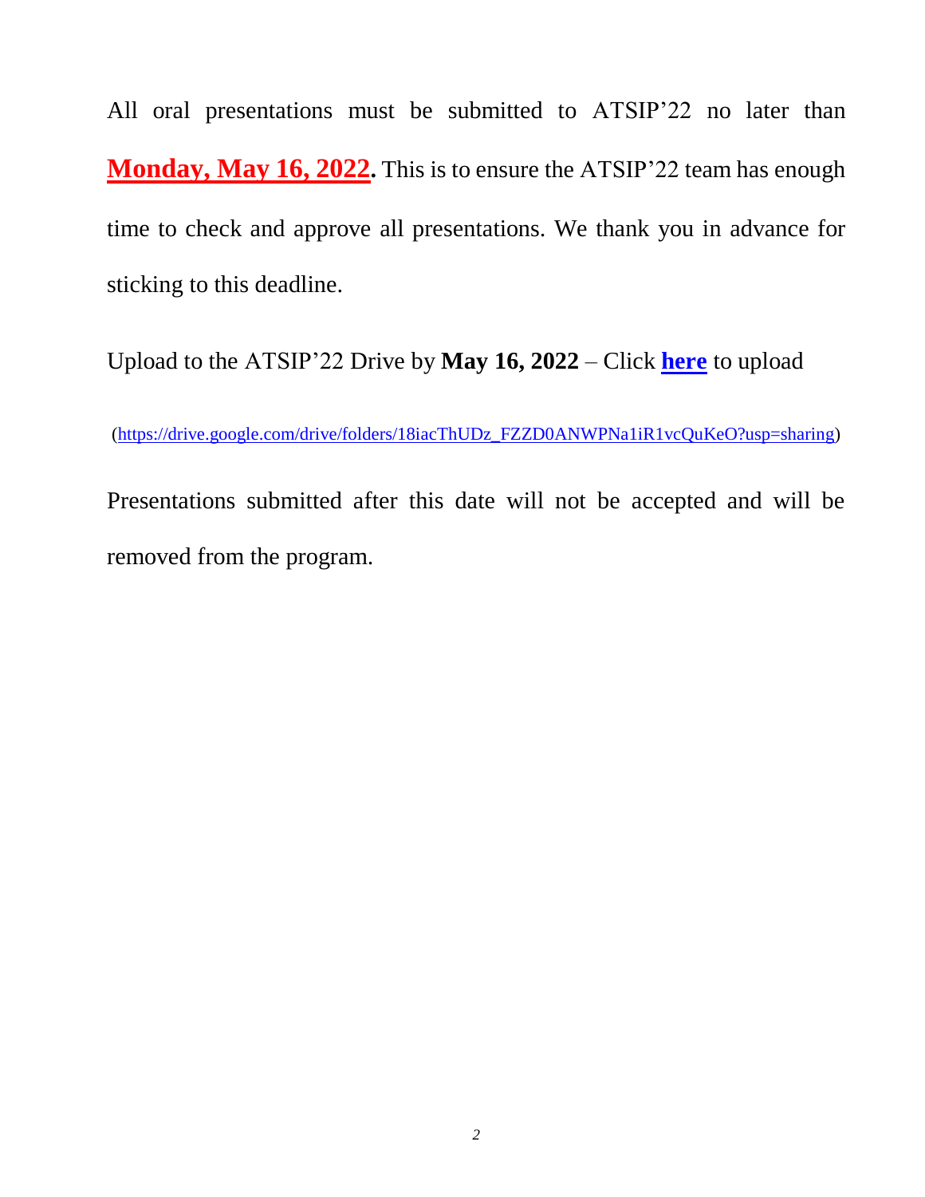All oral presentations must be submitted to ATSIP'22 no later than **Monday, May 16, 2022.** This is to ensure the ATSIP'22 team has enough time to check and approve all presentations. We thank you in advance for sticking to this deadline.

Upload to the ATSIP'22 Drive by **May 16, 2022** – Click **[here](https://drive.google.com/drive/folders/18iacThUDz_FZZD0ANWPNa1iR1vcQuKeO?usp=sharing)** to upload

(https://drive.google.com/drive/folders/18iacThUDz_FZZD0ANWPNa1iR1vcQuKeO?usp=sharing)

Presentations submitted after this date will not be accepted and will be removed from the program.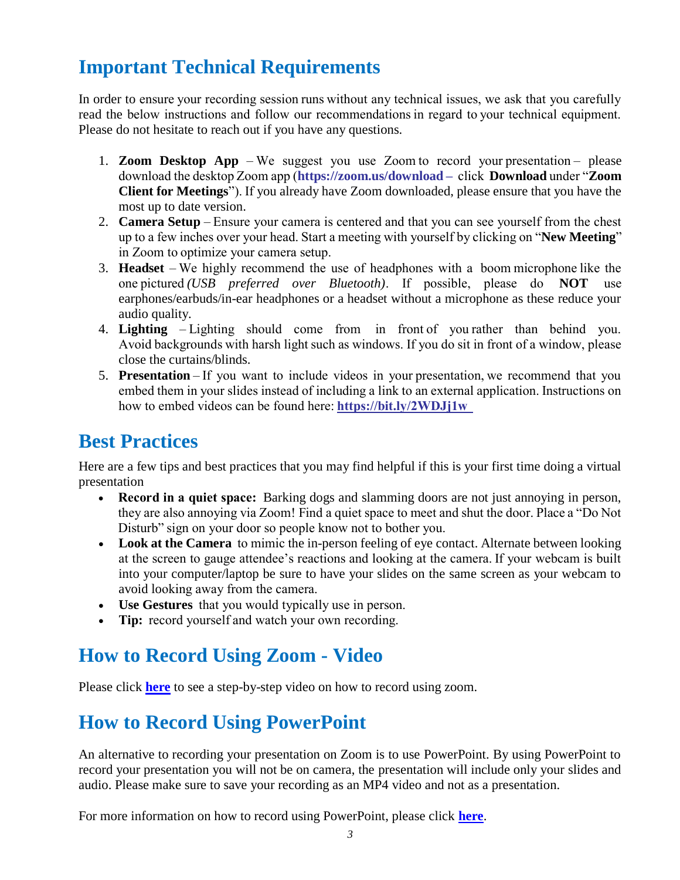## Important Technical Requirements

In order to ensure your recording session runs without any technical issues, we ask that you carefully read the below instructions and follow our recommendations in regard to your technical equipment. Please do not hesitate to reach out if you have any questions.

1. **Zoom Desktop App** – We suggest you use Zoom to record your presentation – please download the desktop Zoom app (**https://zoom.us/download –** click **Download** under "**Zoom Client for Meetings**"). If you already have Zoom downloaded, please ensure that you have the most up to date version.
2. **Camera Setup** – Ensure your camera is centered and that you can see yourself from the chest up to a few inches over your head. Start a meeting with yourself by clicking on "**New Meeting**" in Zoom to optimize your camera setup.
3. **Headset** – We highly recommend the use of headphones with a boom microphone like the one pictured *(USB preferred over Bluetooth)*. If possible, please do **NOT** use earphones/earbuds/in-ear headphones or a headset without a microphone as these reduce your audio quality.
4. **Lighting** – Lighting should come from in front of you rather than behind you. Avoid backgrounds with harsh light such as windows. If you do sit in front of a window, please close the curtains/blinds.
5. **Presentation** – If you want to include videos in your presentation, we recommend that you embed them in your slides instead of including a link to an external application. Instructions on how to embed videos can be found here: **https://bit.ly/2WDJj1w**

## Best Practices

Here are a few tips and best practices that you may find helpful if this is your first time doing a virtual presentation

- **Record in a quiet space:** Barking dogs and slamming doors are not just annoying in person, they are also annoying via Zoom! Find a quiet space to meet and shut the door. Place a "Do Not Disturb" sign on your door so people know not to bother you.
- **Look at the Camera** to mimic the in-person feeling of eye contact. Alternate between looking at the screen to gauge attendee's reactions and looking at the camera. If your webcam is built into your computer/laptop be sure to have your slides on the same screen as your webcam to avoid looking away from the camera.
- **Use Gestures** that you would typically use in person.
- **Tip:** record yourself and watch your own recording.

## How to Record Using Zoom - Video

Please click **here** to see a step-by-step video on how to record using zoom.

## How to Record Using PowerPoint

An alternative to recording your presentation on Zoom is to use PowerPoint. By using PowerPoint to record your presentation you will not be on camera, the presentation will include only your slides and audio. Please make sure to save your recording as an MP4 video and not as a presentation.

For more information on how to record using PowerPoint, please click **here**.